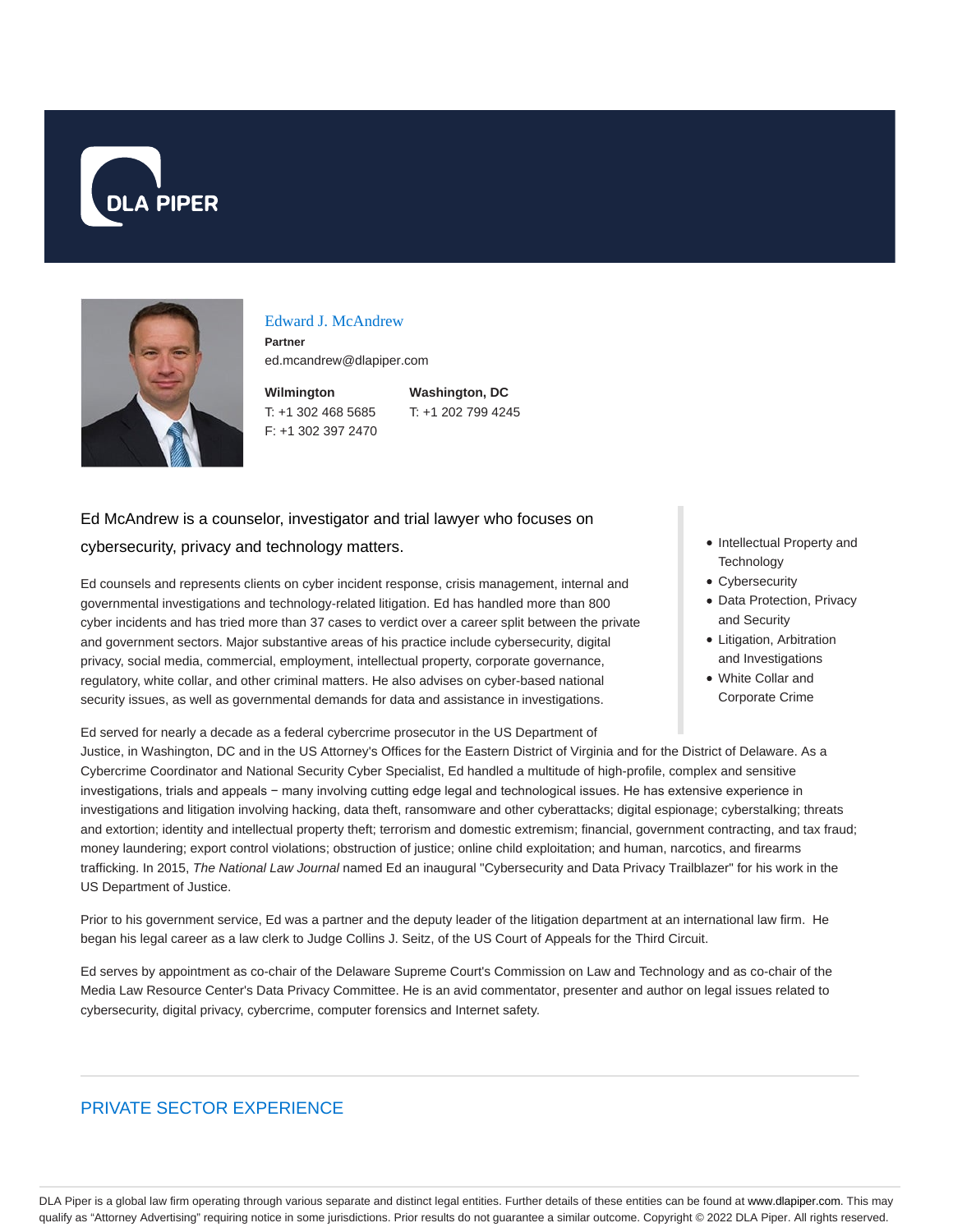# Edward J. McAndrew

**Partner**

ed.mcandrew@dlapiper.com

**Wilmington**
T: +1 302 468 5685
F: +1 302 397 2470

**Washington, DC**
T: +1 202 799 4245

Ed McAndrew is a counselor, investigator and trial lawyer who focuses on cybersecurity, privacy and technology matters.

- Intellectual Property and Technology
- Cybersecurity
- Data Protection, Privacy and Security
- Litigation, Arbitration and Investigations
- White Collar and Corporate Crime

Ed counsels and represents clients on cyber incident response, crisis management, internal and governmental investigations and technology-related litigation. Ed has handled more than 800 cyber incidents and has tried more than 37 cases to verdict over a career split between the private and government sectors. Major substantive areas of his practice include cybersecurity, digital privacy, social media, commercial, employment, intellectual property, corporate governance, regulatory, white collar, and other criminal matters. He also advises on cyber-based national security issues, as well as governmental demands for data and assistance in investigations.

Ed served for nearly a decade as a federal cybercrime prosecutor in the US Department of Justice, in Washington, DC and in the US Attorney's Offices for the Eastern District of Virginia and for the District of Delaware. As a Cybercrime Coordinator and National Security Cyber Specialist, Ed handled a multitude of high-profile, complex and sensitive investigations, trials and appeals − many involving cutting edge legal and technological issues. He has extensive experience in investigations and litigation involving hacking, data theft, ransomware and other cyberattacks; digital espionage; cyberstalking; threats and extortion; identity and intellectual property theft; terrorism and domestic extremism; financial, government contracting, and tax fraud; money laundering; export control violations; obstruction of justice; online child exploitation; and human, narcotics, and firearms trafficking. In 2015, *The National Law Journal* named Ed an inaugural "Cybersecurity and Data Privacy Trailblazer" for his work in the US Department of Justice.

Prior to his government service, Ed was a partner and the deputy leader of the litigation department at an international law firm. He began his legal career as a law clerk to Judge Collins J. Seitz, of the US Court of Appeals for the Third Circuit.

Ed serves by appointment as co-chair of the Delaware Supreme Court's Commission on Law and Technology and as co-chair of the Media Law Resource Center's Data Privacy Committee. He is an avid commentator, presenter and author on legal issues related to cybersecurity, digital privacy, cybercrime, computer forensics and Internet safety.

## PRIVATE SECTOR EXPERIENCE

DLA Piper is a global law firm operating through various separate and distinct legal entities. Further details of these entities can be found at www.dlapiper.com. This may qualify as "Attorney Advertising" requiring notice in some jurisdictions. Prior results do not guarantee a similar outcome. Copyright © 2022 DLA Piper. All rights reserved.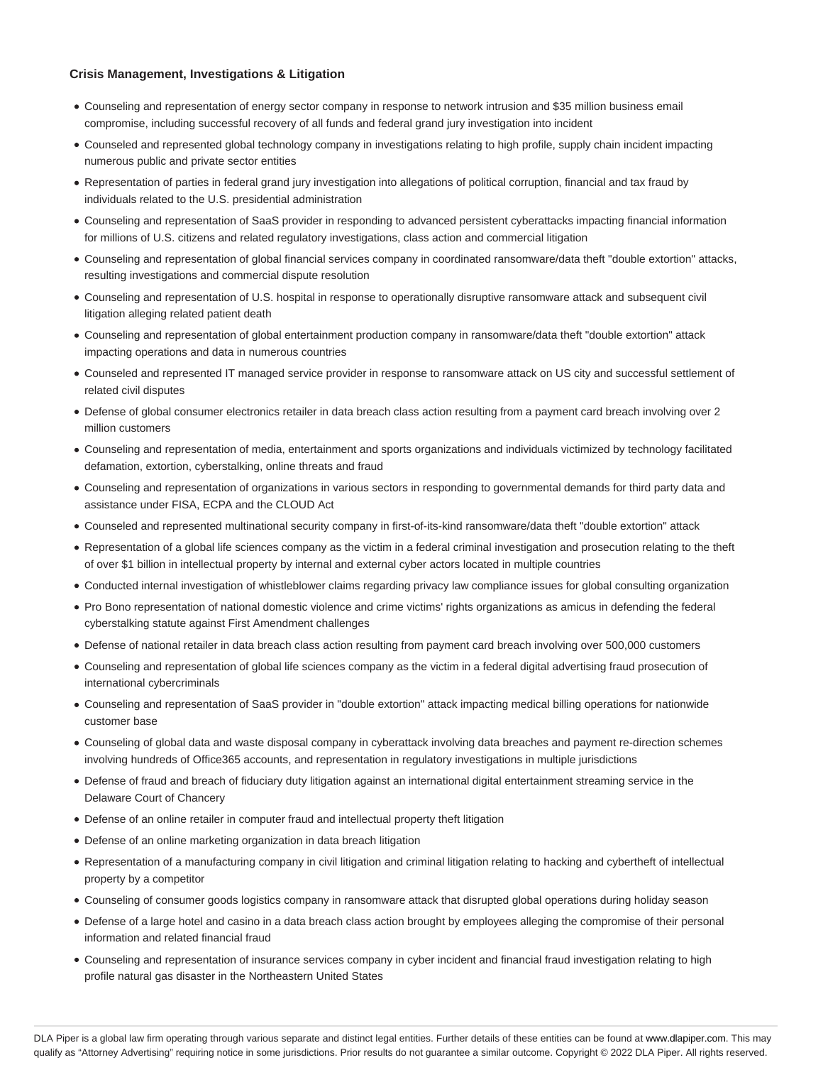**Crisis Management, Investigations & Litigation**

- Counseling and representation of energy sector company in response to network intrusion and $35 million business email compromise, including successful recovery of all funds and federal grand jury investigation into incident
- Counseled and represented global technology company in investigations relating to high profile, supply chain incident impacting numerous public and private sector entities
- Representation of parties in federal grand jury investigation into allegations of political corruption, financial and tax fraud by individuals related to the U.S. presidential administration
- Counseling and representation of SaaS provider in responding to advanced persistent cyberattacks impacting financial information for millions of U.S. citizens and related regulatory investigations, class action and commercial litigation
- Counseling and representation of global financial services company in coordinated ransomware/data theft "double extortion" attacks, resulting investigations and commercial dispute resolution
- Counseling and representation of U.S. hospital in response to operationally disruptive ransomware attack and subsequent civil litigation alleging related patient death
- Counseling and representation of global entertainment production company in ransomware/data theft "double extortion" attack impacting operations and data in numerous countries
- Counseled and represented IT managed service provider in response to ransomware attack on US city and successful settlement of related civil disputes
- Defense of global consumer electronics retailer in data breach class action resulting from a payment card breach involving over 2 million customers
- Counseling and representation of media, entertainment and sports organizations and individuals victimized by technology facilitated defamation, extortion, cyberstalking, online threats and fraud
- Counseling and representation of organizations in various sectors in responding to governmental demands for third party data and assistance under FISA, ECPA and the CLOUD Act
- Counseled and represented multinational security company in first-of-its-kind ransomware/data theft "double extortion" attack
- Representation of a global life sciences company as the victim in a federal criminal investigation and prosecution relating to the theft of over $1 billion in intellectual property by internal and external cyber actors located in multiple countries
- Conducted internal investigation of whistleblower claims regarding privacy law compliance issues for global consulting organization
- Pro Bono representation of national domestic violence and crime victims' rights organizations as amicus in defending the federal cyberstalking statute against First Amendment challenges
- Defense of national retailer in data breach class action resulting from payment card breach involving over 500,000 customers
- Counseling and representation of global life sciences company as the victim in a federal digital advertising fraud prosecution of international cybercriminals
- Counseling and representation of SaaS provider in "double extortion" attack impacting medical billing operations for nationwide customer base
- Counseling of global data and waste disposal company in cyberattack involving data breaches and payment re-direction schemes involving hundreds of Office365 accounts, and representation in regulatory investigations in multiple jurisdictions
- Defense of fraud and breach of fiduciary duty litigation against an international digital entertainment streaming service in the Delaware Court of Chancery
- Defense of an online retailer in computer fraud and intellectual property theft litigation
- Defense of an online marketing organization in data breach litigation
- Representation of a manufacturing company in civil litigation and criminal litigation relating to hacking and cybertheft of intellectual property by a competitor
- Counseling of consumer goods logistics company in ransomware attack that disrupted global operations during holiday season
- Defense of a large hotel and casino in a data breach class action brought by employees alleging the compromise of their personal information and related financial fraud
- Counseling and representation of insurance services company in cyber incident and financial fraud investigation relating to high profile natural gas disaster in the Northeastern United States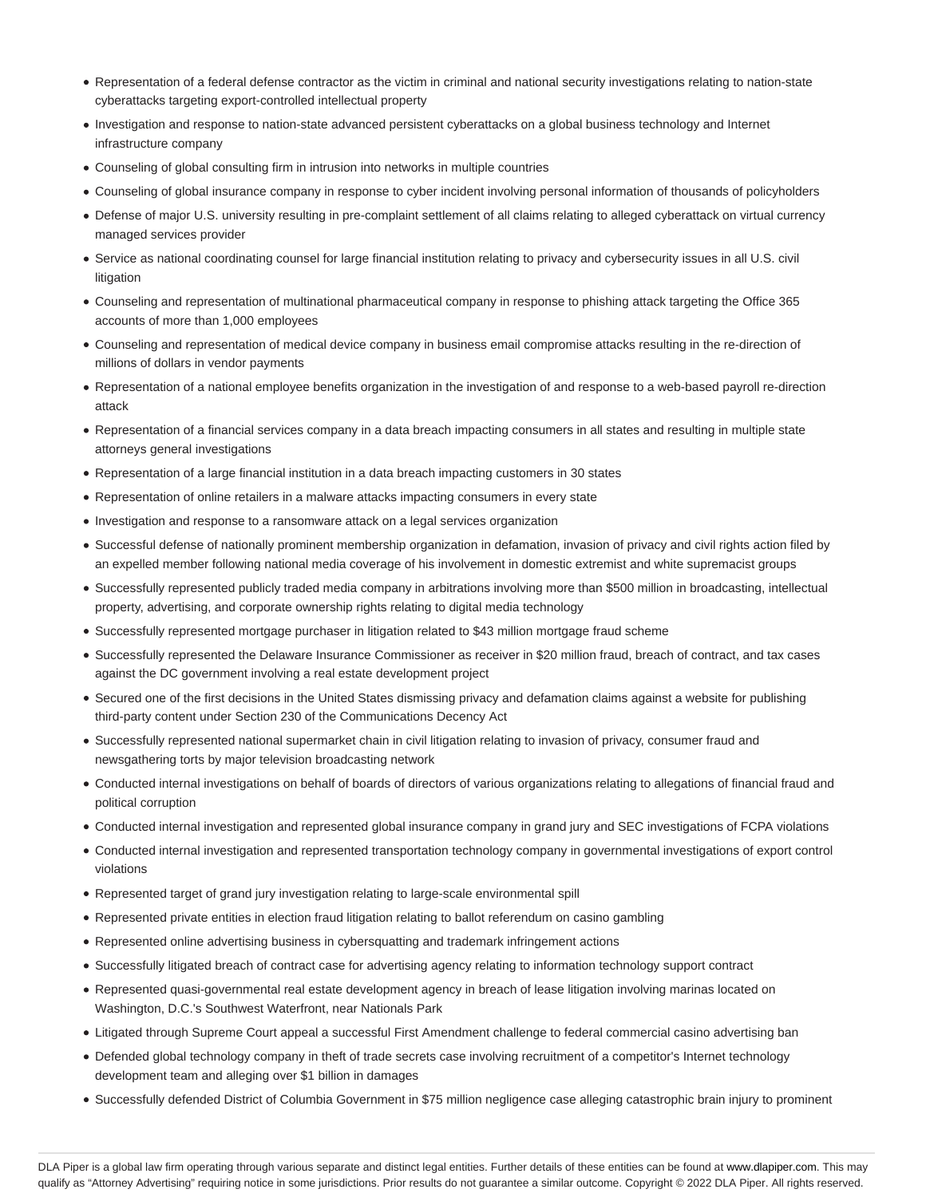- Representation of a federal defense contractor as the victim in criminal and national security investigations relating to nation-state cyberattacks targeting export-controlled intellectual property
- Investigation and response to nation-state advanced persistent cyberattacks on a global business technology and Internet infrastructure company
- Counseling of global consulting firm in intrusion into networks in multiple countries
- Counseling of global insurance company in response to cyber incident involving personal information of thousands of policyholders
- Defense of major U.S. university resulting in pre-complaint settlement of all claims relating to alleged cyberattack on virtual currency managed services provider
- Service as national coordinating counsel for large financial institution relating to privacy and cybersecurity issues in all U.S. civil litigation
- Counseling and representation of multinational pharmaceutical company in response to phishing attack targeting the Office 365 accounts of more than 1,000 employees
- Counseling and representation of medical device company in business email compromise attacks resulting in the re-direction of millions of dollars in vendor payments
- Representation of a national employee benefits organization in the investigation of and response to a web-based payroll re-direction attack
- Representation of a financial services company in a data breach impacting consumers in all states and resulting in multiple state attorneys general investigations
- Representation of a large financial institution in a data breach impacting customers in 30 states
- Representation of online retailers in a malware attacks impacting consumers in every state
- Investigation and response to a ransomware attack on a legal services organization
- Successful defense of nationally prominent membership organization in defamation, invasion of privacy and civil rights action filed by an expelled member following national media coverage of his involvement in domestic extremist and white supremacist groups
- Successfully represented publicly traded media company in arbitrations involving more than $500 million in broadcasting, intellectual property, advertising, and corporate ownership rights relating to digital media technology
- Successfully represented mortgage purchaser in litigation related to $43 million mortgage fraud scheme
- Successfully represented the Delaware Insurance Commissioner as receiver in $20 million fraud, breach of contract, and tax cases against the DC government involving a real estate development project
- Secured one of the first decisions in the United States dismissing privacy and defamation claims against a website for publishing third-party content under Section 230 of the Communications Decency Act
- Successfully represented national supermarket chain in civil litigation relating to invasion of privacy, consumer fraud and newsgathering torts by major television broadcasting network
- Conducted internal investigations on behalf of boards of directors of various organizations relating to allegations of financial fraud and political corruption
- Conducted internal investigation and represented global insurance company in grand jury and SEC investigations of FCPA violations
- Conducted internal investigation and represented transportation technology company in governmental investigations of export control violations
- Represented target of grand jury investigation relating to large-scale environmental spill
- Represented private entities in election fraud litigation relating to ballot referendum on casino gambling
- Represented online advertising business in cybersquatting and trademark infringement actions
- Successfully litigated breach of contract case for advertising agency relating to information technology support contract
- Represented quasi-governmental real estate development agency in breach of lease litigation involving marinas located on Washington, D.C.'s Southwest Waterfront, near Nationals Park
- Litigated through Supreme Court appeal a successful First Amendment challenge to federal commercial casino advertising ban
- Defended global technology company in theft of trade secrets case involving recruitment of a competitor's Internet technology development team and alleging over $1 billion in damages
- Successfully defended District of Columbia Government in $75 million negligence case alleging catastrophic brain injury to prominent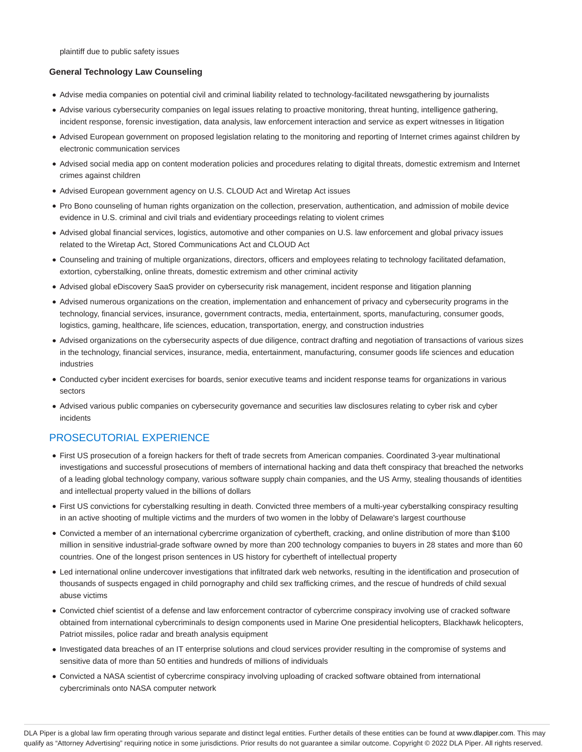plaintiff due to public safety issues

**General Technology Law Counseling**

- Advise media companies on potential civil and criminal liability related to technology-facilitated newsgathering by journalists
- Advise various cybersecurity companies on legal issues relating to proactive monitoring, threat hunting, intelligence gathering, incident response, forensic investigation, data analysis, law enforcement interaction and service as expert witnesses in litigation
- Advised European government on proposed legislation relating to the monitoring and reporting of Internet crimes against children by electronic communication services
- Advised social media app on content moderation policies and procedures relating to digital threats, domestic extremism and Internet crimes against children
- Advised European government agency on U.S. CLOUD Act and Wiretap Act issues
- Pro Bono counseling of human rights organization on the collection, preservation, authentication, and admission of mobile device evidence in U.S. criminal and civil trials and evidentiary proceedings relating to violent crimes
- Advised global financial services, logistics, automotive and other companies on U.S. law enforcement and global privacy issues related to the Wiretap Act, Stored Communications Act and CLOUD Act
- Counseling and training of multiple organizations, directors, officers and employees relating to technology facilitated defamation, extortion, cyberstalking, online threats, domestic extremism and other criminal activity
- Advised global eDiscovery SaaS provider on cybersecurity risk management, incident response and litigation planning
- Advised numerous organizations on the creation, implementation and enhancement of privacy and cybersecurity programs in the technology, financial services, insurance, government contracts, media, entertainment, sports, manufacturing, consumer goods, logistics, gaming, healthcare, life sciences, education, transportation, energy, and construction industries
- Advised organizations on the cybersecurity aspects of due diligence, contract drafting and negotiation of transactions of various sizes in the technology, financial services, insurance, media, entertainment, manufacturing, consumer goods life sciences and education industries
- Conducted cyber incident exercises for boards, senior executive teams and incident response teams for organizations in various sectors
- Advised various public companies on cybersecurity governance and securities law disclosures relating to cyber risk and cyber incidents

## PROSECUTORIAL EXPERIENCE

- First US prosecution of a foreign hackers for theft of trade secrets from American companies. Coordinated 3-year multinational investigations and successful prosecutions of members of international hacking and data theft conspiracy that breached the networks of a leading global technology company, various software supply chain companies, and the US Army, stealing thousands of identities and intellectual property valued in the billions of dollars
- First US convictions for cyberstalking resulting in death. Convicted three members of a multi-year cyberstalking conspiracy resulting in an active shooting of multiple victims and the murders of two women in the lobby of Delaware's largest courthouse
- Convicted a member of an international cybercrime organization of cybertheft, cracking, and online distribution of more than $100 million in sensitive industrial-grade software owned by more than 200 technology companies to buyers in 28 states and more than 60 countries. One of the longest prison sentences in US history for cybertheft of intellectual property
- Led international online undercover investigations that infiltrated dark web networks, resulting in the identification and prosecution of thousands of suspects engaged in child pornography and child sex trafficking crimes, and the rescue of hundreds of child sexual abuse victims
- Convicted chief scientist of a defense and law enforcement contractor of cybercrime conspiracy involving use of cracked software obtained from international cybercriminals to design components used in Marine One presidential helicopters, Blackhawk helicopters, Patriot missiles, police radar and breath analysis equipment
- Investigated data breaches of an IT enterprise solutions and cloud services provider resulting in the compromise of systems and sensitive data of more than 50 entities and hundreds of millions of individuals
- Convicted a NASA scientist of cybercrime conspiracy involving uploading of cracked software obtained from international cybercriminals onto NASA computer network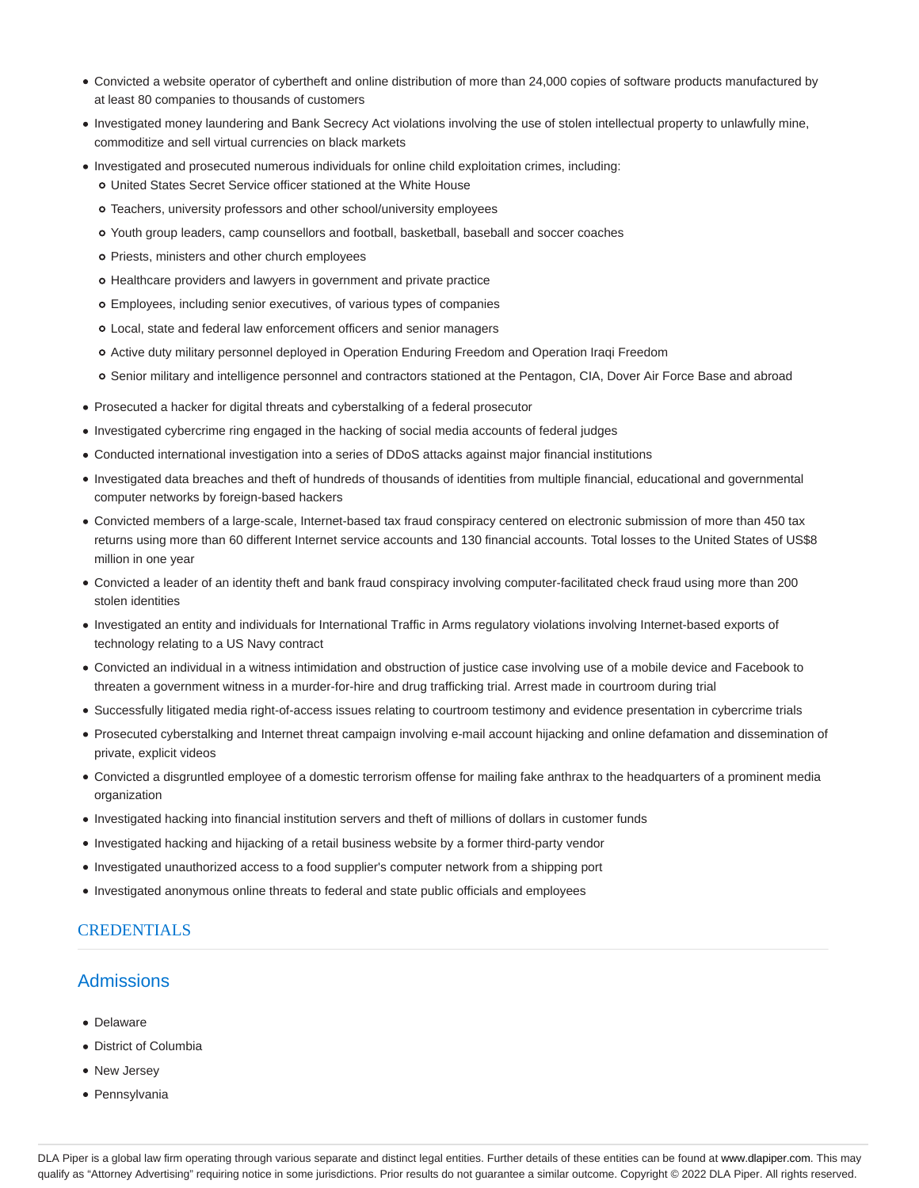- Convicted a website operator of cybertheft and online distribution of more than 24,000 copies of software products manufactured by at least 80 companies to thousands of customers
- Investigated money laundering and Bank Secrecy Act violations involving the use of stolen intellectual property to unlawfully mine, commoditize and sell virtual currencies on black markets
- Investigated and prosecuted numerous individuals for online child exploitation crimes, including:
  - United States Secret Service officer stationed at the White House
  - Teachers, university professors and other school/university employees
  - Youth group leaders, camp counsellors and football, basketball, baseball and soccer coaches
  - Priests, ministers and other church employees
  - Healthcare providers and lawyers in government and private practice
  - Employees, including senior executives, of various types of companies
  - Local, state and federal law enforcement officers and senior managers
  - Active duty military personnel deployed in Operation Enduring Freedom and Operation Iraqi Freedom
  - Senior military and intelligence personnel and contractors stationed at the Pentagon, CIA, Dover Air Force Base and abroad
- Prosecuted a hacker for digital threats and cyberstalking of a federal prosecutor
- Investigated cybercrime ring engaged in the hacking of social media accounts of federal judges
- Conducted international investigation into a series of DDoS attacks against major financial institutions
- Investigated data breaches and theft of hundreds of thousands of identities from multiple financial, educational and governmental computer networks by foreign-based hackers
- Convicted members of a large-scale, Internet-based tax fraud conspiracy centered on electronic submission of more than 450 tax returns using more than 60 different Internet service accounts and 130 financial accounts. Total losses to the United States of US$8 million in one year
- Convicted a leader of an identity theft and bank fraud conspiracy involving computer-facilitated check fraud using more than 200 stolen identities
- Investigated an entity and individuals for International Traffic in Arms regulatory violations involving Internet-based exports of technology relating to a US Navy contract
- Convicted an individual in a witness intimidation and obstruction of justice case involving use of a mobile device and Facebook to threaten a government witness in a murder-for-hire and drug trafficking trial. Arrest made in courtroom during trial
- Successfully litigated media right-of-access issues relating to courtroom testimony and evidence presentation in cybercrime trials
- Prosecuted cyberstalking and Internet threat campaign involving e-mail account hijacking and online defamation and dissemination of private, explicit videos
- Convicted a disgruntled employee of a domestic terrorism offense for mailing fake anthrax to the headquarters of a prominent media organization
- Investigated hacking into financial institution servers and theft of millions of dollars in customer funds
- Investigated hacking and hijacking of a retail business website by a former third-party vendor
- Investigated unauthorized access to a food supplier's computer network from a shipping port
- Investigated anonymous online threats to federal and state public officials and employees

## CREDENTIALS

## Admissions

- Delaware
- District of Columbia
- New Jersey
- Pennsylvania

DLA Piper is a global law firm operating through various separate and distinct legal entities. Further details of these entities can be found at www.dlapiper.com. This may qualify as "Attorney Advertising" requiring notice in some jurisdictions. Prior results do not guarantee a similar outcome. Copyright © 2022 DLA Piper. All rights reserved.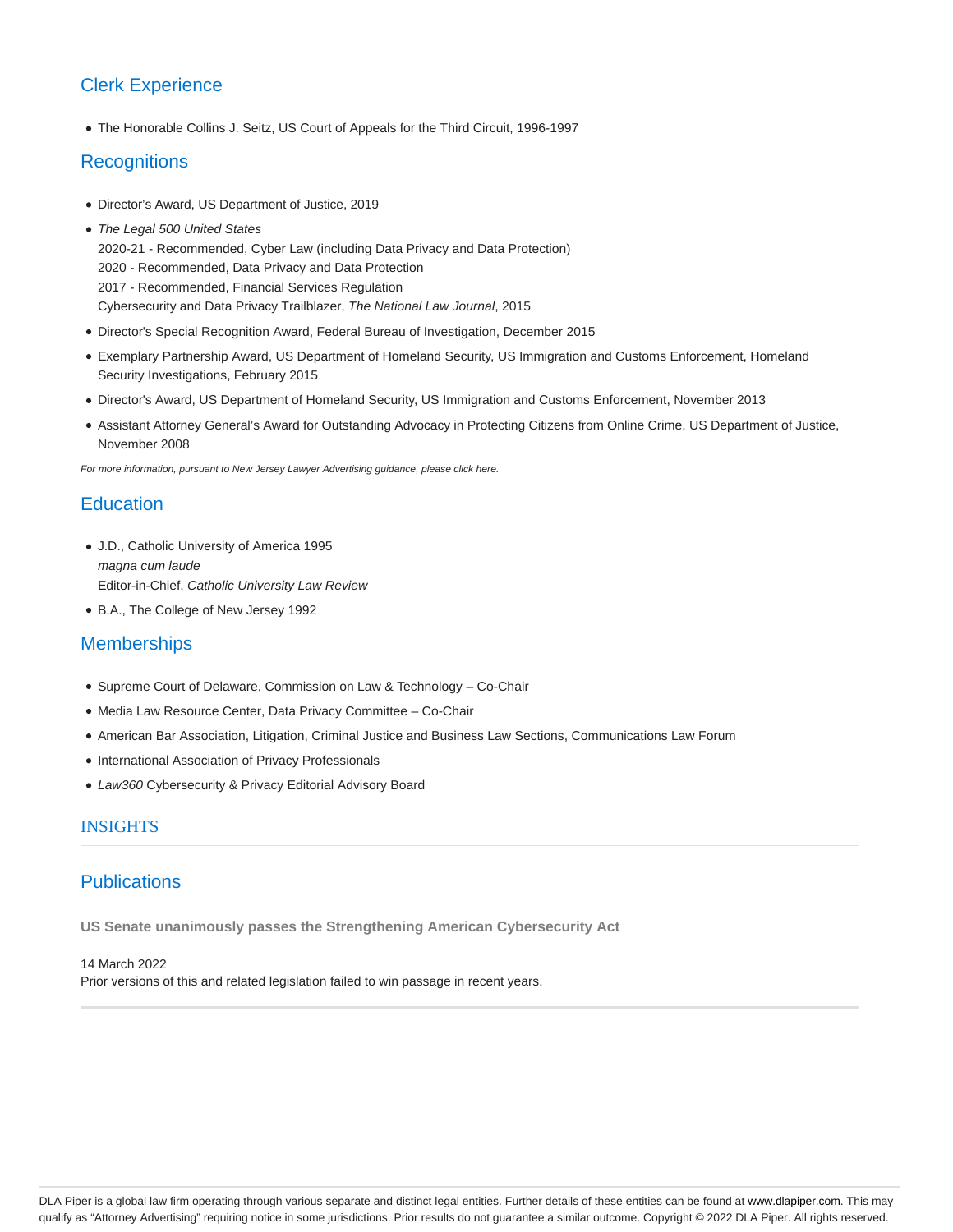## Clerk Experience

- The Honorable Collins J. Seitz, US Court of Appeals for the Third Circuit, 1996-1997

## Recognitions

- Director's Award, US Department of Justice, 2019
- *The Legal 500 United States*
  2020-21 - Recommended, Cyber Law (including Data Privacy and Data Protection)
  2020 - Recommended, Data Privacy and Data Protection
  2017 - Recommended, Financial Services Regulation
  Cybersecurity and Data Privacy Trailblazer, *The National Law Journal*, 2015
- Director's Special Recognition Award, Federal Bureau of Investigation, December 2015
- Exemplary Partnership Award, US Department of Homeland Security, US Immigration and Customs Enforcement, Homeland Security Investigations, February 2015
- Director's Award, US Department of Homeland Security, US Immigration and Customs Enforcement, November 2013
- Assistant Attorney General's Award for Outstanding Advocacy in Protecting Citizens from Online Crime, US Department of Justice, November 2008

*For more information, pursuant to New Jersey Lawyer Advertising guidance, please click here.*

## Education

- J.D., Catholic University of America 1995
  *magna cum laude*
  Editor-in-Chief, *Catholic University Law Review*
- B.A., The College of New Jersey 1992

## Memberships

- Supreme Court of Delaware, Commission on Law & Technology – Co-Chair
- Media Law Resource Center, Data Privacy Committee – Co-Chair
- American Bar Association, Litigation, Criminal Justice and Business Law Sections, Communications Law Forum
- International Association of Privacy Professionals
- *Law360* Cybersecurity & Privacy Editorial Advisory Board

## INSIGHTS

## Publications

**US Senate unanimously passes the Strengthening American Cybersecurity Act**

14 March 2022
Prior versions of this and related legislation failed to win passage in recent years.

DLA Piper is a global law firm operating through various separate and distinct legal entities. Further details of these entities can be found at www.dlapiper.com. This may qualify as "Attorney Advertising" requiring notice in some jurisdictions. Prior results do not guarantee a similar outcome. Copyright © 2022 DLA Piper. All rights reserved.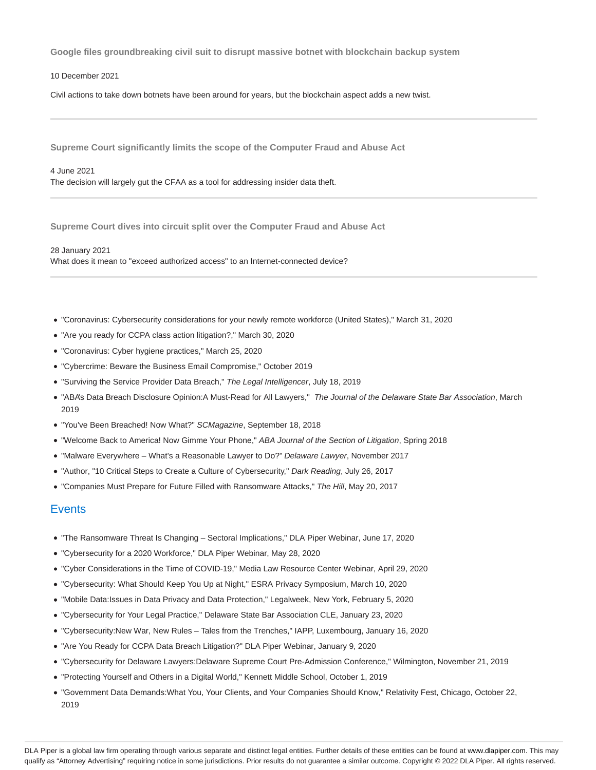**Google files groundbreaking civil suit to disrupt massive botnet with blockchain backup system**

10 December 2021

Civil actions to take down botnets have been around for years, but the blockchain aspect adds a new twist.

---

**Supreme Court significantly limits the scope of the Computer Fraud and Abuse Act**

4 June 2021

The decision will largely gut the CFAA as a tool for addressing insider data theft.

---

**Supreme Court dives into circuit split over the Computer Fraud and Abuse Act**

28 January 2021

What does it mean to "exceed authorized access" to an Internet-connected device?

---

- "Coronavirus: Cybersecurity considerations for your newly remote workforce (United States)," March 31, 2020
- "Are you ready for CCPA class action litigation?," March 30, 2020
- "Coronavirus: Cyber hygiene practices," March 25, 2020
- "Cybercrime: Beware the Business Email Compromise," October 2019
- "Surviving the Service Provider Data Breach," *The Legal Intelligencer*, July 18, 2019
- "ABA's Data Breach Disclosure Opinion:A Must-Read for All Lawyers," *The Journal of the Delaware State Bar Association*, March 2019
- "You've Been Breached! Now What?" *SCMagazine*, September 18, 2018
- "Welcome Back to America! Now Gimme Your Phone," *ABA Journal of the Section of Litigation*, Spring 2018
- "Malware Everywhere – What's a Reasonable Lawyer to Do?" *Delaware Lawyer*, November 2017
- "Author, "10 Critical Steps to Create a Culture of Cybersecurity," *Dark Reading*, July 26, 2017
- "Companies Must Prepare for Future Filled with Ransomware Attacks," *The Hill*, May 20, 2017

## Events

- "The Ransomware Threat Is Changing – Sectoral Implications," DLA Piper Webinar, June 17, 2020
- "Cybersecurity for a 2020 Workforce," DLA Piper Webinar, May 28, 2020
- "Cyber Considerations in the Time of COVID-19," Media Law Resource Center Webinar, April 29, 2020
- "Cybersecurity: What Should Keep You Up at Night," ESRA Privacy Symposium, March 10, 2020
- "Mobile Data:Issues in Data Privacy and Data Protection," Legalweek, New York, February 5, 2020
- "Cybersecurity for Your Legal Practice," Delaware State Bar Association CLE, January 23, 2020
- "Cybersecurity:New War, New Rules – Tales from the Trenches," IAPP, Luxembourg, January 16, 2020
- "Are You Ready for CCPA Data Breach Litigation?" DLA Piper Webinar, January 9, 2020
- "Cybersecurity for Delaware Lawyers:Delaware Supreme Court Pre-Admission Conference," Wilmington, November 21, 2019
- "Protecting Yourself and Others in a Digital World," Kennett Middle School, October 1, 2019
- "Government Data Demands:What You, Your Clients, and Your Companies Should Know," Relativity Fest, Chicago, October 22, 2019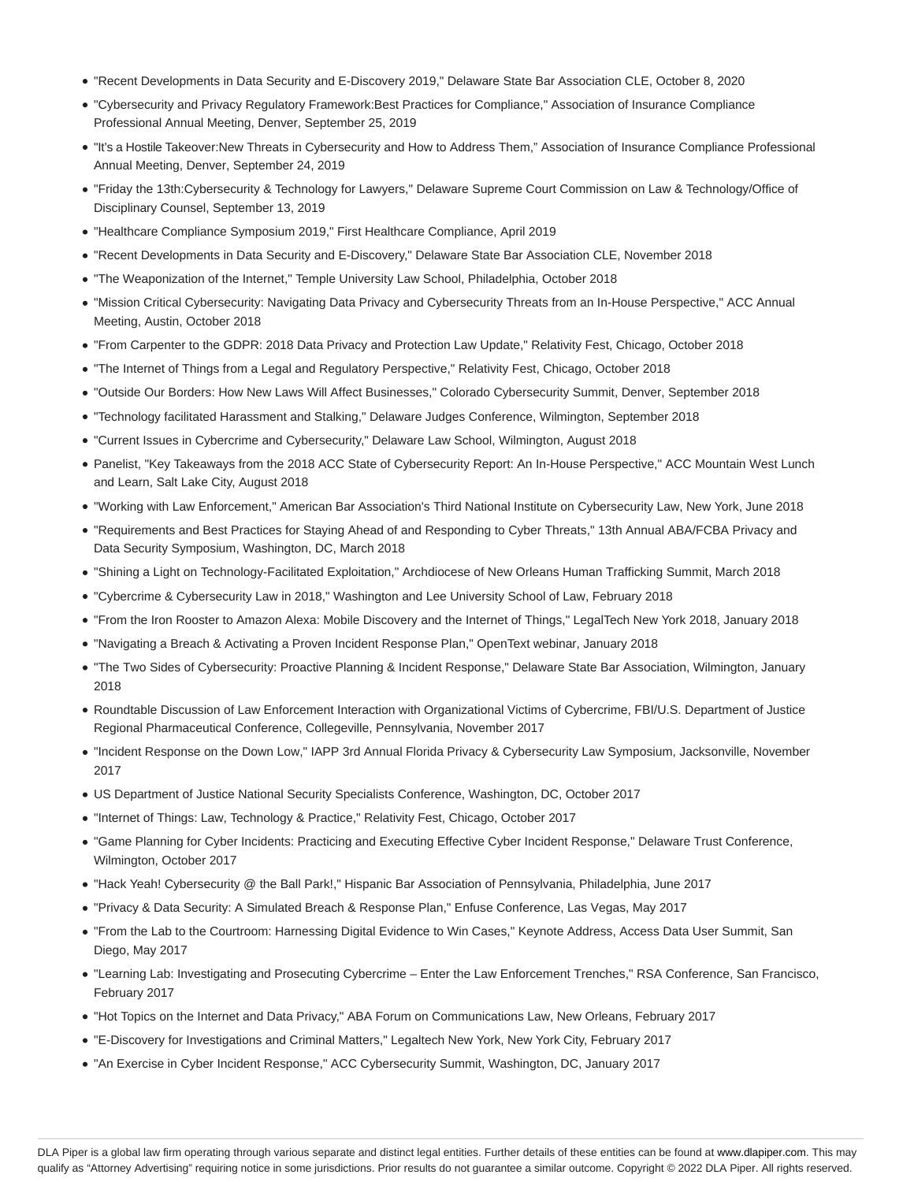- "Recent Developments in Data Security and E-Discovery 2019," Delaware State Bar Association CLE, October 8, 2020
- "Cybersecurity and Privacy Regulatory Framework:Best Practices for Compliance," Association of Insurance Compliance Professional Annual Meeting, Denver, September 25, 2019
- "It's a Hostile Takeover:New Threats in Cybersecurity and How to Address Them," Association of Insurance Compliance Professional Annual Meeting, Denver, September 24, 2019
- "Friday the 13th:Cybersecurity & Technology for Lawyers," Delaware Supreme Court Commission on Law & Technology/Office of Disciplinary Counsel, September 13, 2019
- "Healthcare Compliance Symposium 2019," First Healthcare Compliance, April 2019
- "Recent Developments in Data Security and E-Discovery," Delaware State Bar Association CLE, November 2018
- "The Weaponization of the Internet," Temple University Law School, Philadelphia, October 2018
- "Mission Critical Cybersecurity: Navigating Data Privacy and Cybersecurity Threats from an In-House Perspective," ACC Annual Meeting, Austin, October 2018
- "From Carpenter to the GDPR: 2018 Data Privacy and Protection Law Update," Relativity Fest, Chicago, October 2018
- "The Internet of Things from a Legal and Regulatory Perspective," Relativity Fest, Chicago, October 2018
- "Outside Our Borders: How New Laws Will Affect Businesses," Colorado Cybersecurity Summit, Denver, September 2018
- "Technology facilitated Harassment and Stalking," Delaware Judges Conference, Wilmington, September 2018
- "Current Issues in Cybercrime and Cybersecurity," Delaware Law School, Wilmington, August 2018
- Panelist, "Key Takeaways from the 2018 ACC State of Cybersecurity Report: An In-House Perspective," ACC Mountain West Lunch and Learn, Salt Lake City, August 2018
- "Working with Law Enforcement," American Bar Association's Third National Institute on Cybersecurity Law, New York, June 2018
- "Requirements and Best Practices for Staying Ahead of and Responding to Cyber Threats," 13th Annual ABA/FCBA Privacy and Data Security Symposium, Washington, DC, March 2018
- "Shining a Light on Technology-Facilitated Exploitation," Archdiocese of New Orleans Human Trafficking Summit, March 2018
- "Cybercrime & Cybersecurity Law in 2018," Washington and Lee University School of Law, February 2018
- "From the Iron Rooster to Amazon Alexa: Mobile Discovery and the Internet of Things," LegalTech New York 2018, January 2018
- "Navigating a Breach & Activating a Proven Incident Response Plan," OpenText webinar, January 2018
- "The Two Sides of Cybersecurity: Proactive Planning & Incident Response," Delaware State Bar Association, Wilmington, January 2018
- Roundtable Discussion of Law Enforcement Interaction with Organizational Victims of Cybercrime, FBI/U.S. Department of Justice Regional Pharmaceutical Conference, Collegeville, Pennsylvania, November 2017
- "Incident Response on the Down Low," IAPP 3rd Annual Florida Privacy & Cybersecurity Law Symposium, Jacksonville, November 2017
- US Department of Justice National Security Specialists Conference, Washington, DC, October 2017
- "Internet of Things: Law, Technology & Practice," Relativity Fest, Chicago, October 2017
- "Game Planning for Cyber Incidents: Practicing and Executing Effective Cyber Incident Response," Delaware Trust Conference, Wilmington, October 2017
- "Hack Yeah! Cybersecurity @ the Ball Park!," Hispanic Bar Association of Pennsylvania, Philadelphia, June 2017
- "Privacy & Data Security: A Simulated Breach & Response Plan," Enfuse Conference, Las Vegas, May 2017
- "From the Lab to the Courtroom: Harnessing Digital Evidence to Win Cases," Keynote Address, Access Data User Summit, San Diego, May 2017
- "Learning Lab: Investigating and Prosecuting Cybercrime – Enter the Law Enforcement Trenches," RSA Conference, San Francisco, February 2017
- "Hot Topics on the Internet and Data Privacy," ABA Forum on Communications Law, New Orleans, February 2017
- "E-Discovery for Investigations and Criminal Matters," Legaltech New York, New York City, February 2017
- "An Exercise in Cyber Incident Response," ACC Cybersecurity Summit, Washington, DC, January 2017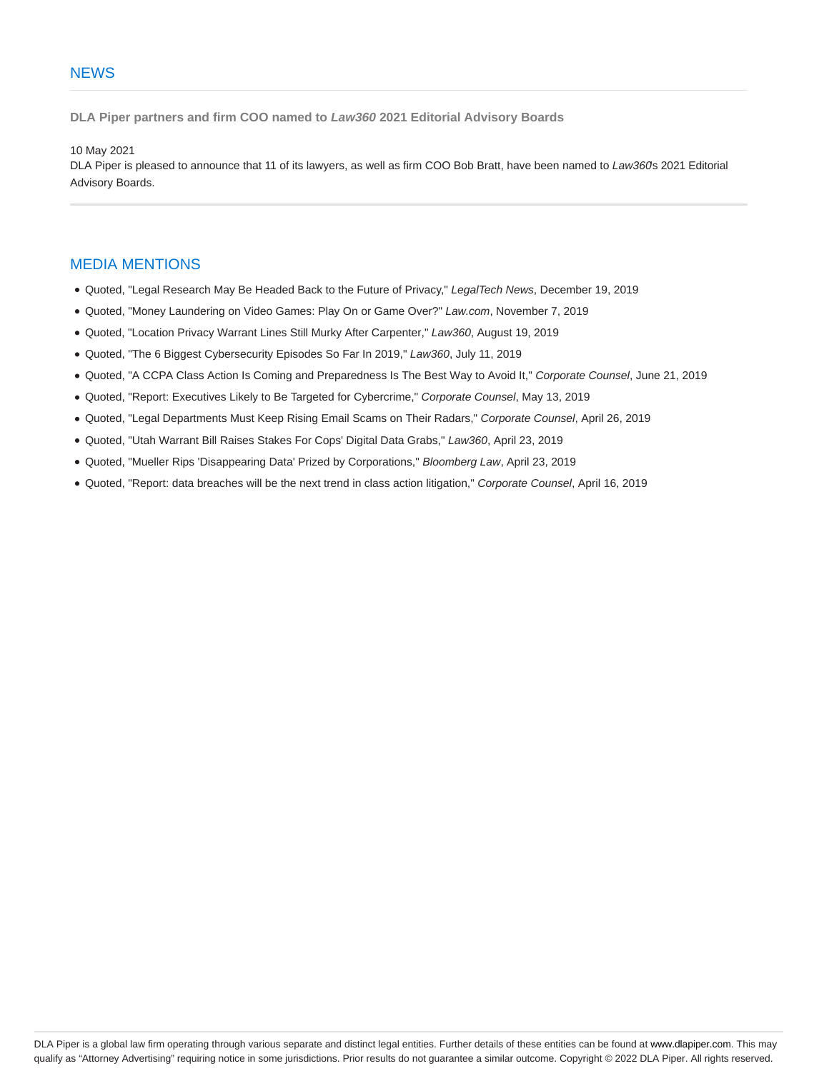## NEWS

**DLA Piper partners and firm COO named to *Law360* 2021 Editorial Advisory Boards**

10 May 2021

DLA Piper is pleased to announce that 11 of its lawyers, as well as firm COO Bob Bratt, have been named to *Law360*s 2021 Editorial Advisory Boards.

## MEDIA MENTIONS

- Quoted, "Legal Research May Be Headed Back to the Future of Privacy," *LegalTech News*, December 19, 2019
- Quoted, "Money Laundering on Video Games: Play On or Game Over?" *Law.com*, November 7, 2019
- Quoted, "Location Privacy Warrant Lines Still Murky After Carpenter," *Law360*, August 19, 2019
- Quoted, "The 6 Biggest Cybersecurity Episodes So Far In 2019," *Law360*, July 11, 2019
- Quoted, "A CCPA Class Action Is Coming and Preparedness Is The Best Way to Avoid It," *Corporate Counsel*, June 21, 2019
- Quoted, "Report: Executives Likely to Be Targeted for Cybercrime," *Corporate Counsel*, May 13, 2019
- Quoted, "Legal Departments Must Keep Rising Email Scams on Their Radars," *Corporate Counsel*, April 26, 2019
- Quoted, "Utah Warrant Bill Raises Stakes For Cops' Digital Data Grabs," *Law360*, April 23, 2019
- Quoted, "Mueller Rips 'Disappearing Data' Prized by Corporations," *Bloomberg Law*, April 23, 2019
- Quoted, "Report: data breaches will be the next trend in class action litigation," *Corporate Counsel*, April 16, 2019